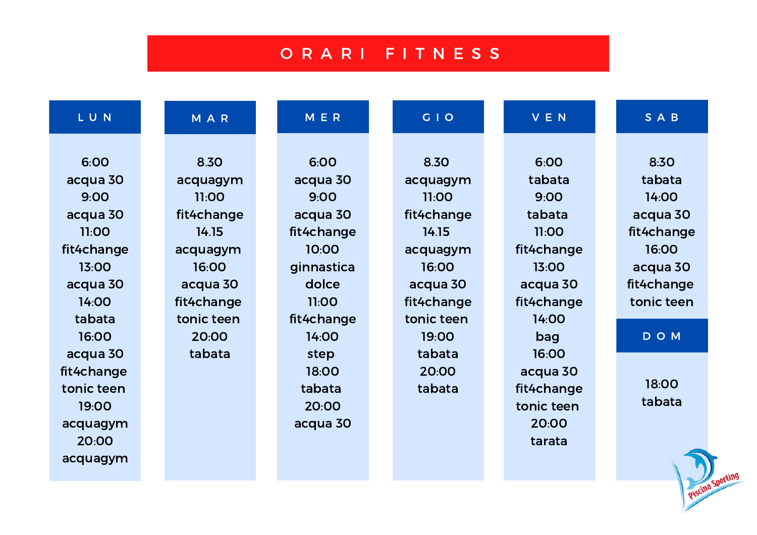# ORARI FITNESS

| LUN | MAR | MER | GIO | VEN | SAB |
|---|---|---|---|---|---|
| 6:00<br>acqua 30<br>9:00<br>acqua 30<br>11:00<br>fit4change<br>13:00<br>acqua 30<br>14:00<br>tabata<br>16:00<br>acqua 30<br>fit4change<br>tonic teen<br>19:00<br>acquagym<br>20:00<br>acquagym | 8.30<br>acquagym<br>11:00<br>fit4change<br>14.15<br>acquagym<br>16:00<br>acqua 30<br>fit4change<br>tonic teen<br>20:00<br>tabata | 6:00<br>acqua 30<br>9:00<br>acqua 30<br>fit4change<br>10:00<br>ginnastica dolce<br>11:00<br>fit4change<br>14:00<br>step<br>18:00<br>tabata<br>20:00<br>acqua 30 | 8.30<br>acquagym<br>11:00<br>fit4change<br>14.15<br>acquagym<br>16:00<br>acqua 30<br>fit4change<br>tonic teen<br>19:00<br>tabata<br>20:00<br>tabata | 6:00<br>tabata<br>9:00<br>tabata<br>11:00<br>fit4change<br>13:00<br>acqua 30<br>fit4change<br>14:00<br>bag<br>16:00<br>acqua 30<br>fit4change<br>tonic teen<br>20:00<br>tarata | 8:30<br>tabata<br>14:00<br>acqua 30<br>fit4change<br>16:00<br>acqua 30<br>fit4change<br>tonic teen |

| DOM |
|---|
| 18:00<br>tabata |

Piscina Sporting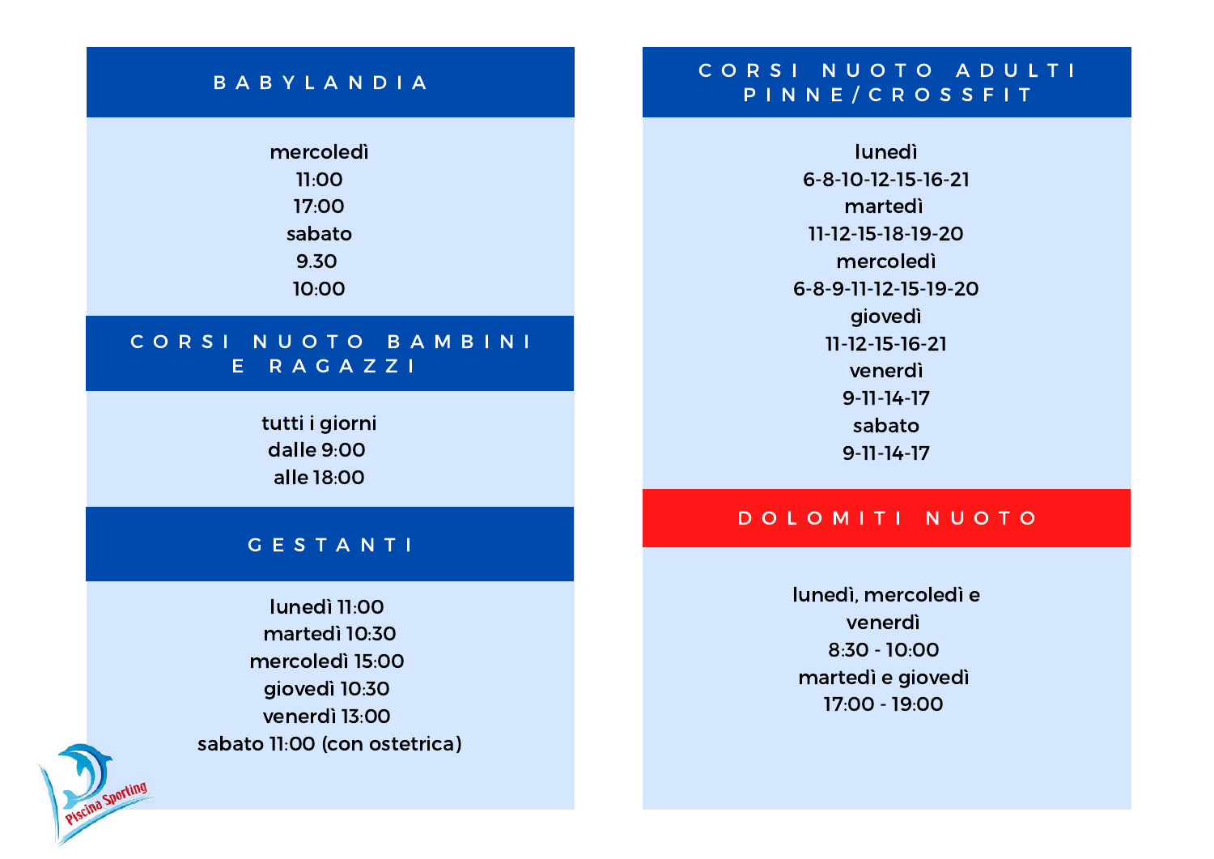## BABYLANDIA

mercoledì
11:00
17:00
sabato
9.30
10:00

## CORSI NUOTO BAMBINI E RAGAZZI

tutti i giorni
dalle 9:00
alle 18:00

## GESTANTI

lunedì 11:00
martedì 10:30
mercoledì 15:00
giovedì 10:30
venerdì 13:00
sabato 11:00 (con ostetrica)

## CORSI NUOTO ADULTI PINNE/CROSSFIT

lunedì
6-8-10-12-15-16-21
martedì
11-12-15-18-19-20
mercoledì
6-8-9-11-12-15-19-20
giovedì
11-12-15-16-21
venerdì
9-11-14-17
sabato
9-11-14-17

## DOLOMITI NUOTO

lunedì, mercoledì e venerdì
8:30 - 10:00
martedì e giovedì
17:00 - 19:00

Piscina Sporting